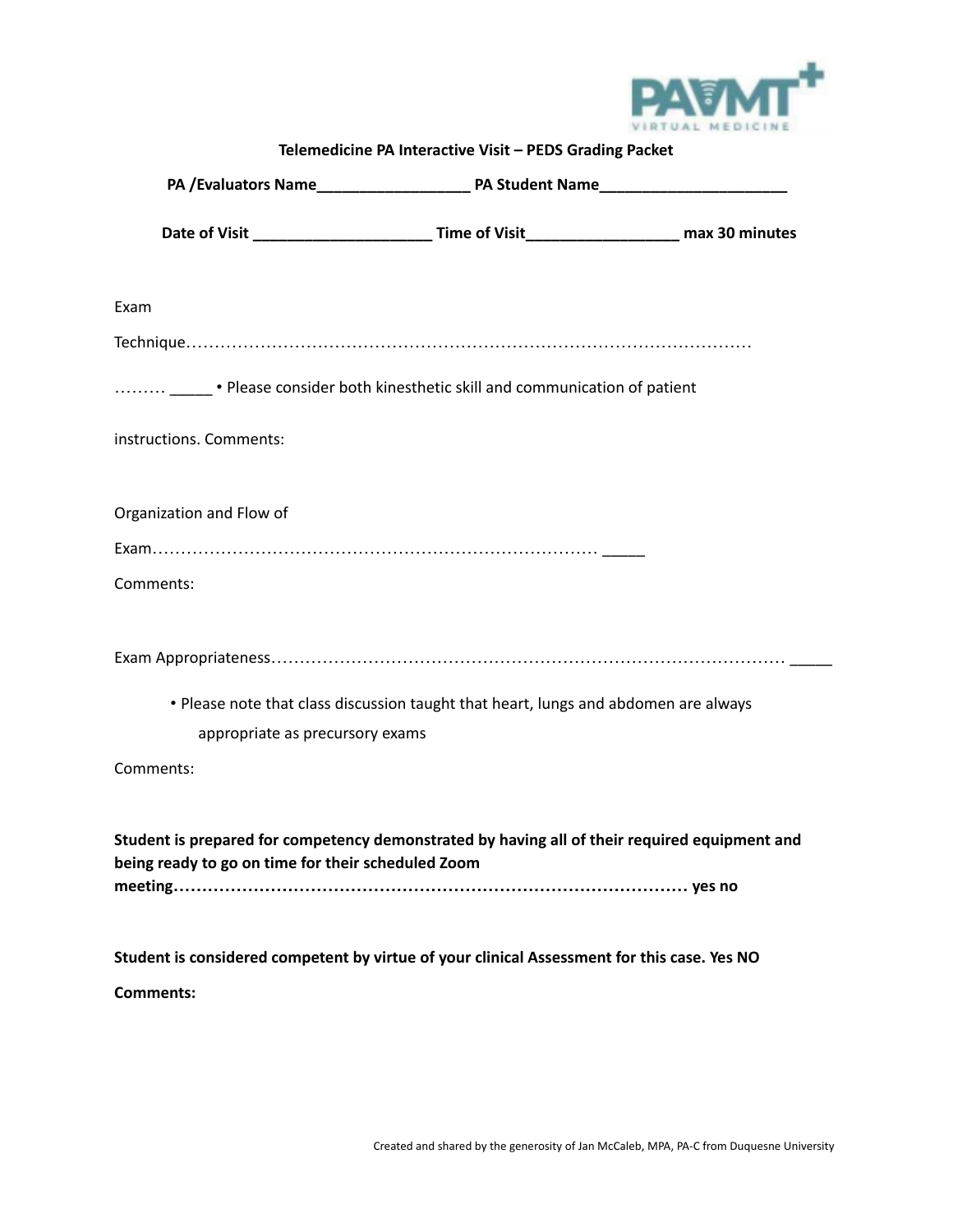**Telemedicine PA Interactive Visit – PEDS Grading Packet**

**PA /Evaluators Name__________________ PA Student Name______________________**

**Date of Visit _____________________ Time of Visit_________________ max 30 minutes**

Exam

Technique……………………………………………………………………………………………

……… _____ • Please consider both kinesthetic skill and communication of patient

instructions. Comments:

Organization and Flow of

Exam…………………………………………………………………… _____

Comments:

Exam Appropriateness……………………………………………………………………………… _____

- Please note that class discussion taught that heart, lungs and abdomen are always appropriate as precursory exams

Comments:

**Student is prepared for competency demonstrated by having all of their required equipment and being ready to go on time for their scheduled Zoom meeting……………………………………………………………………………… yes no**

**Student is considered competent by virtue of your clinical Assessment for this case. Yes NO**

**Comments:**

Created and shared by the generosity of Jan McCaleb, MPA, PA-C from Duquesne University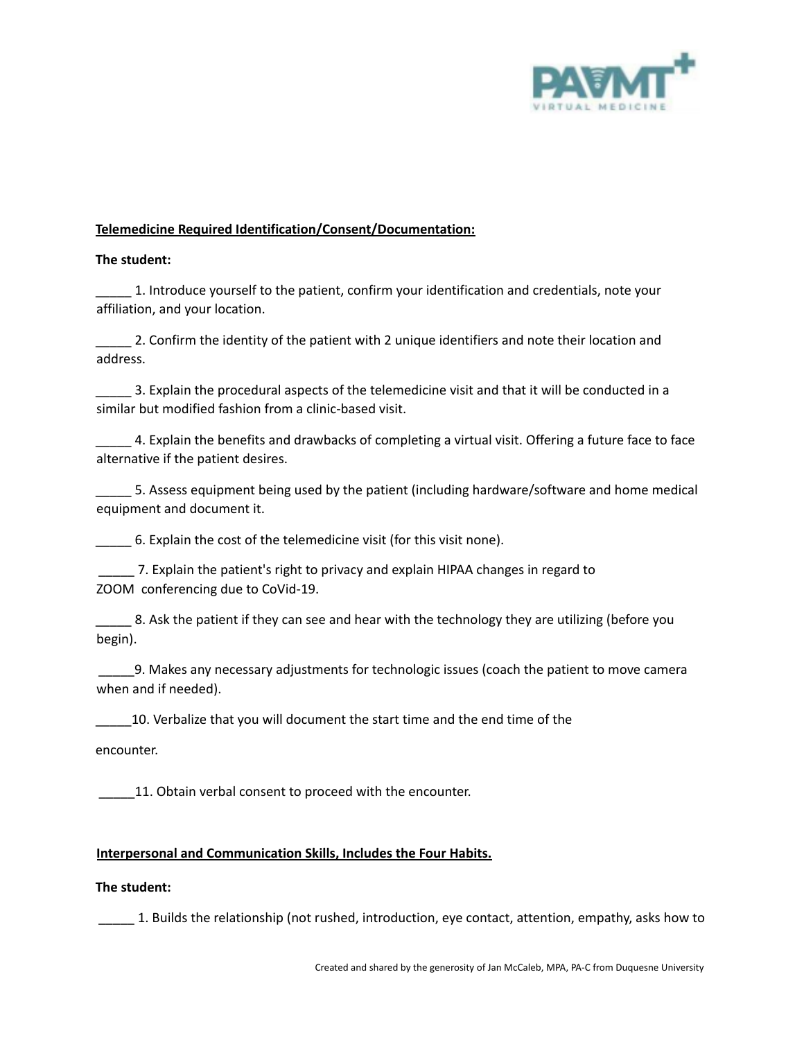**Telemedicine Required Identification/Consent/Documentation:**

**The student:**

_____ 1. Introduce yourself to the patient, confirm your identification and credentials, note your affiliation, and your location.

_____ 2. Confirm the identity of the patient with 2 unique identifiers and note their location and address.

_____ 3. Explain the procedural aspects of the telemedicine visit and that it will be conducted in a similar but modified fashion from a clinic-based visit.

_____ 4. Explain the benefits and drawbacks of completing a virtual visit. Offering a future face to face alternative if the patient desires.

_____ 5. Assess equipment being used by the patient (including hardware/software and home medical equipment and document it.

_____ 6. Explain the cost of the telemedicine visit (for this visit none).

_____ 7. Explain the patient's right to privacy and explain HIPAA changes in regard to ZOOM conferencing due to CoVid-19.

_____ 8. Ask the patient if they can see and hear with the technology they are utilizing (before you begin).

_____9. Makes any necessary adjustments for technologic issues (coach the patient to move camera when and if needed).

_____10. Verbalize that you will document the start time and the end time of the encounter.

_____11. Obtain verbal consent to proceed with the encounter.

**Interpersonal and Communication Skills, Includes the Four Habits.**

**The student:**

_____ 1. Builds the relationship (not rushed, introduction, eye contact, attention, empathy, asks how to

Created and shared by the generosity of Jan McCaleb, MPA, PA-C from Duquesne University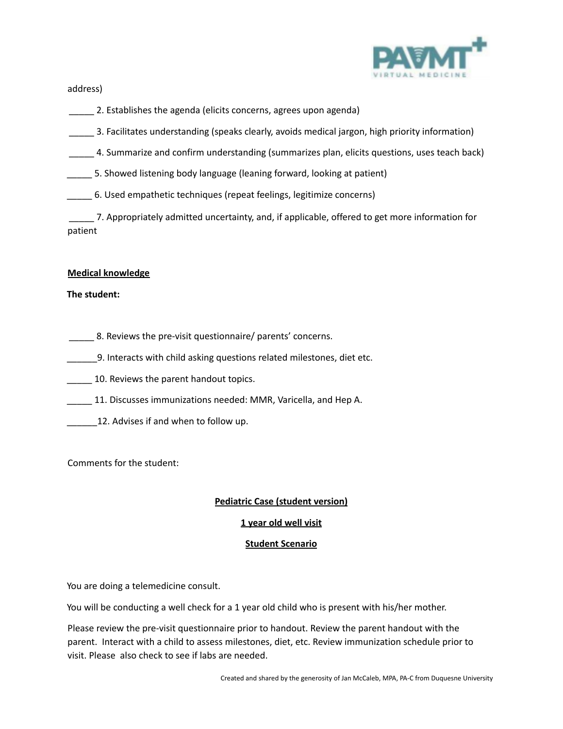address)

_____ 2. Establishes the agenda (elicits concerns, agrees upon agenda)

_____ 3. Facilitates understanding (speaks clearly, avoids medical jargon, high priority information)

_____ 4. Summarize and confirm understanding (summarizes plan, elicits questions, uses teach back)

_____ 5. Showed listening body language (leaning forward, looking at patient)

_____ 6. Used empathetic techniques (repeat feelings, legitimize concerns)

_____ 7. Appropriately admitted uncertainty, and, if applicable, offered to get more information for patient

**Medical knowledge**

**The student:**

_____ 8. Reviews the pre-visit questionnaire/ parents' concerns.

______9. Interacts with child asking questions related milestones, diet etc.

_____ 10. Reviews the parent handout topics.

_____ 11. Discusses immunizations needed: MMR, Varicella, and Hep A.

______12. Advises if and when to follow up.

Comments for the student:

**Pediatric Case (student version)**

**1 year old well visit**

**Student Scenario**

You are doing a telemedicine consult.

You will be conducting a well check for a 1 year old child who is present with his/her mother.

Please review the pre-visit questionnaire prior to handout. Review the parent handout with the parent. Interact with a child to assess milestones, diet, etc. Review immunization schedule prior to visit. Please also check to see if labs are needed.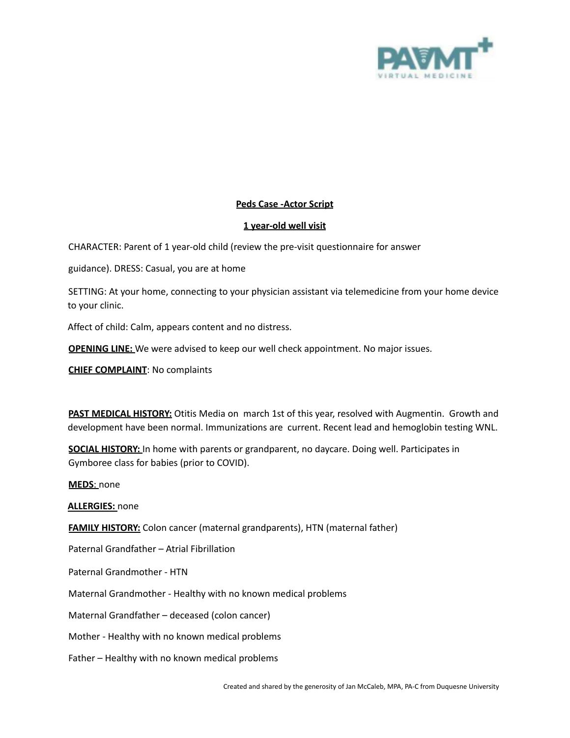**Peds Case -Actor Script**

**1 year-old well visit**

CHARACTER: Parent of 1 year-old child (review the pre-visit questionnaire for answer guidance). DRESS: Casual, you are at home

SETTING: At your home, connecting to your physician assistant via telemedicine from your home device to your clinic.

Affect of child: Calm, appears content and no distress.

**OPENING LINE:** We were advised to keep our well check appointment. No major issues.

**CHIEF COMPLAINT**: No complaints

**PAST MEDICAL HISTORY:** Otitis Media on march 1st of this year, resolved with Augmentin. Growth and development have been normal. Immunizations are current. Recent lead and hemoglobin testing WNL.

**SOCIAL HISTORY:** In home with parents or grandparent, no daycare. Doing well. Participates in Gymboree class for babies (prior to COVID).

**MEDS**: none

**ALLERGIES:** none

**FAMILY HISTORY:** Colon cancer (maternal grandparents), HTN (maternal father)

Paternal Grandfather – Atrial Fibrillation

Paternal Grandmother - HTN

Maternal Grandmother - Healthy with no known medical problems

Maternal Grandfather – deceased (colon cancer)

Mother - Healthy with no known medical problems

Father – Healthy with no known medical problems

Created and shared by the generosity of Jan McCaleb, MPA, PA-C from Duquesne University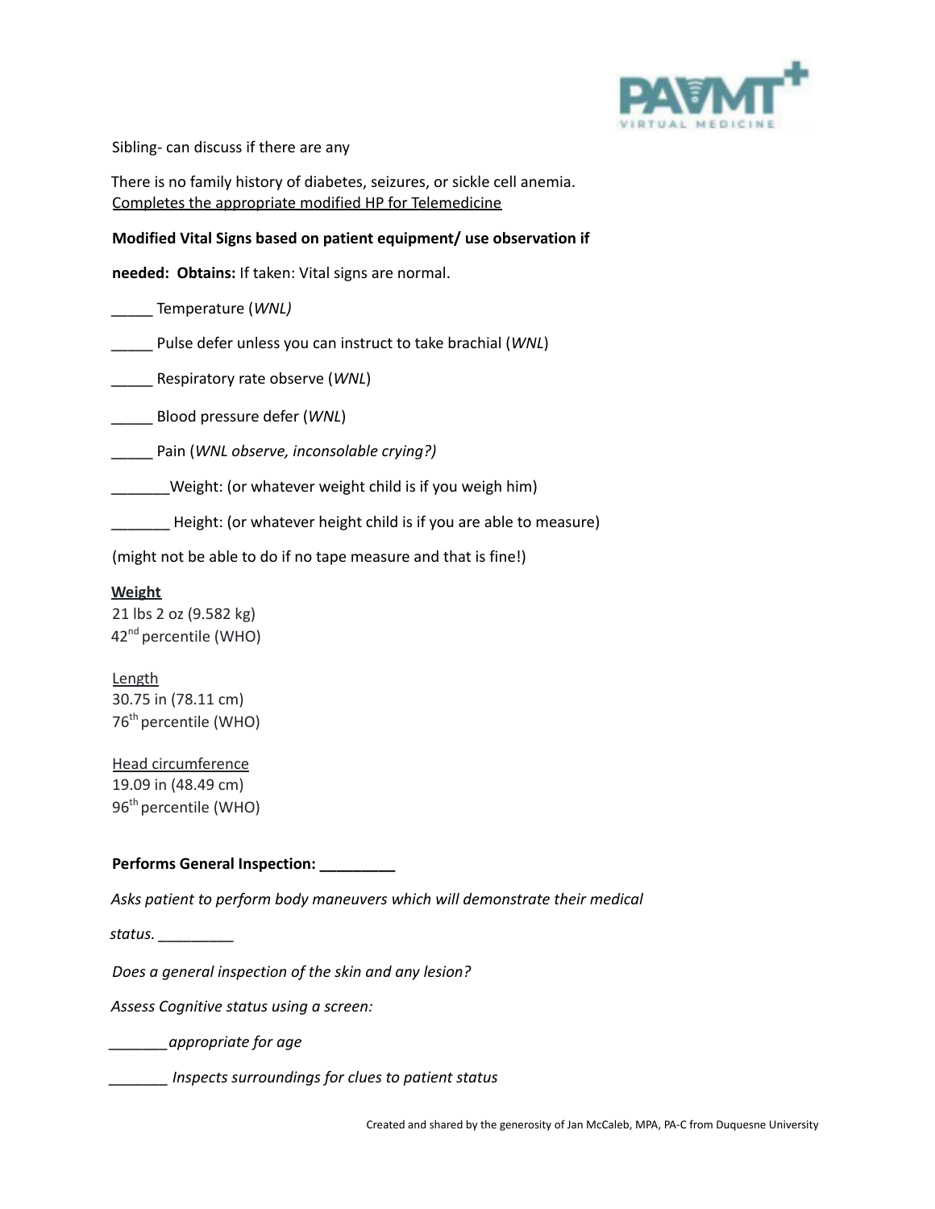Sibling- can discuss if there are any

There is no family history of diabetes, seizures, or sickle cell anemia.
<u>Completes the appropriate modified HP for Telemedicine</u>

**Modified Vital Signs based on patient equipment/ use observation if**

**needed: Obtains:** If taken: Vital signs are normal.

_____ Temperature (*WNL)*

_____ Pulse defer unless you can instruct to take brachial (*WNL*)

_____ Respiratory rate observe (*WNL*)

_____ Blood pressure defer (*WNL*)

_____ Pain (*WNL observe, inconsolable crying?)*

_______Weight: (or whatever weight child is if you weigh him)

_______ Height: (or whatever height child is if you are able to measure)

(might not be able to do if no tape measure and that is fine!)

**<u>Weight</u>**
21 lbs 2 oz (9.582 kg)
42nd percentile (WHO)

<u>Length</u>
30.75 in (78.11 cm)
76th percentile (WHO)

<u>Head circumference</u>
19.09 in (48.49 cm)
96th percentile (WHO)

**Performs General Inspection: _________**

*Asks patient to perform body maneuvers which will demonstrate their medical*

*status.* _________

*Does a general inspection of the skin and any lesion?*

*Assess Cognitive status using a screen:*

_______*appropriate for age*

_______ *Inspects surroundings for clues to patient status*

Created and shared by the generosity of Jan McCaleb, MPA, PA-C from Duquesne University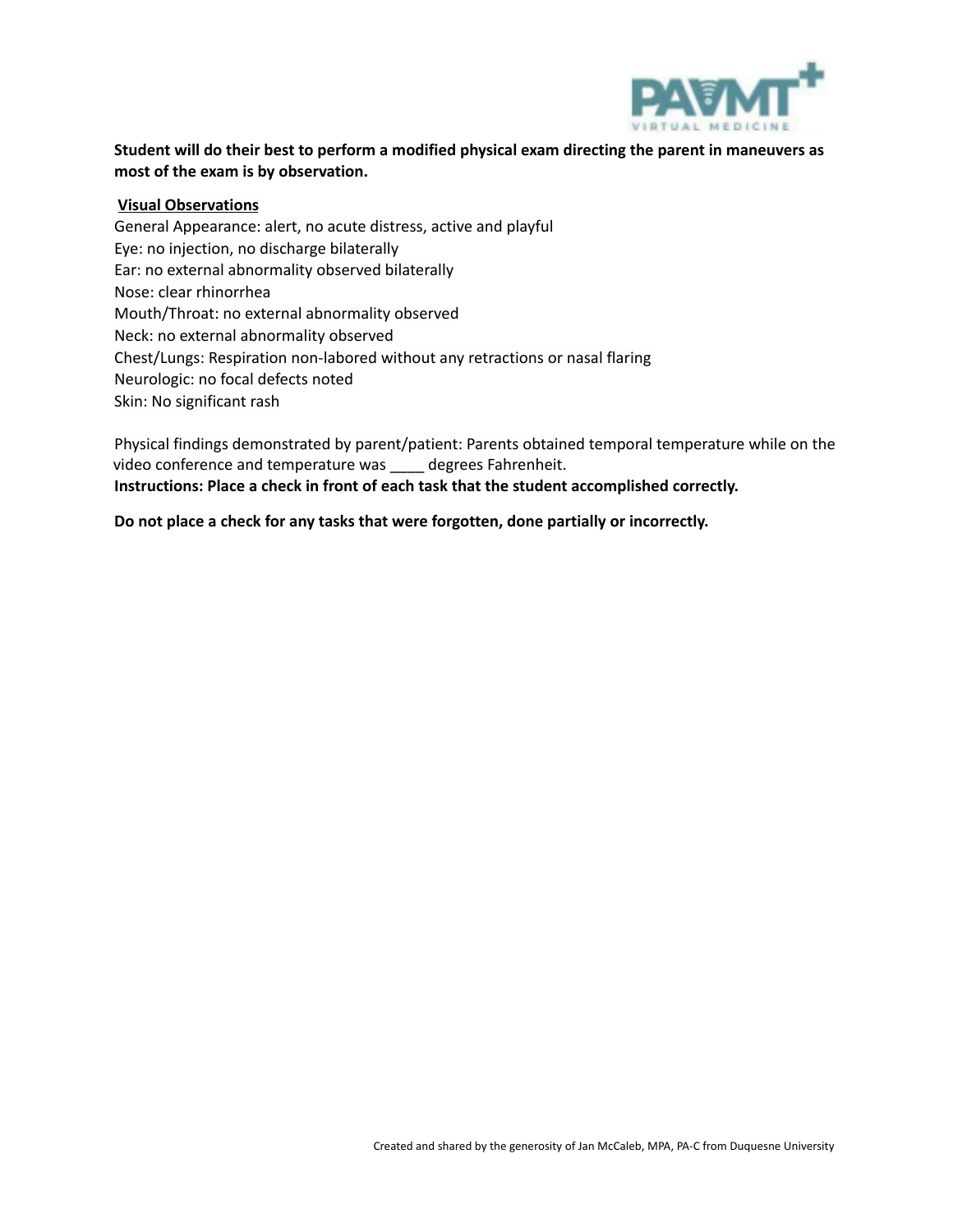**Student will do their best to perform a modified physical exam directing the parent in maneuvers as most of the exam is by observation.**

**Visual Observations**

General Appearance: alert, no acute distress, active and playful
Eye: no injection, no discharge bilaterally
Ear: no external abnormality observed bilaterally
Nose: clear rhinorrhea
Mouth/Throat: no external abnormality observed
Neck: no external abnormality observed
Chest/Lungs: Respiration non-labored without any retractions or nasal flaring
Neurologic: no focal defects noted
Skin: No significant rash

Physical findings demonstrated by parent/patient: Parents obtained temporal temperature while on the video conference and temperature was ____ degrees Fahrenheit.

**Instructions: Place a check in front of each task that the student accomplished correctly.**

**Do not place a check for any tasks that were forgotten, done partially or incorrectly.**

Created and shared by the generosity of Jan McCaleb, MPA, PA-C from Duquesne University